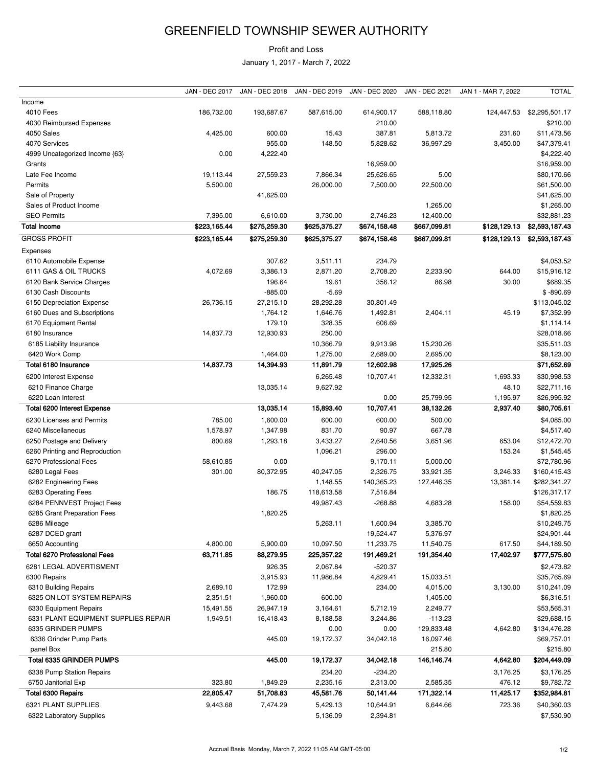# GREENFIELD TOWNSHIP SEWER AUTHORITY

Profit and Loss

January 1, 2017 - March 7, 2022

| | JAN - DEC 2017 | JAN - DEC 2018 | JAN - DEC 2019 | JAN - DEC 2020 | JAN - DEC 2021 | JAN 1 - MAR 7, 2022 | TOTAL |
|---|---|---|---|---|---|---|---|
| Income | | | | | | | |
| 4010 Fees | 186,732.00 | 193,687.67 | 587,615.00 | 614,900.17 | 588,118.80 | 124,447.53 | $2,295,501.17 |
| 4030 Reimbursed Expenses | | | | 210.00 | | | $210.00 |
| 4050 Sales | 4,425.00 | 600.00 | 15.43 | 387.81 | 5,813.72 | 231.60 | $11,473.56 |
| 4070 Services | | 955.00 | 148.50 | 5,828.62 | 36,997.29 | 3,450.00 | $47,379.41 |
| 4999 Uncategorized Income {63} | 0.00 | 4,222.40 | | | | | $4,222.40 |
| Grants | | | | 16,959.00 | | | $16,959.00 |
| Late Fee Income | 19,113.44 | 27,559.23 | 7,866.34 | 25,626.65 | 5.00 | | $80,170.66 |
| Permits | 5,500.00 | | 26,000.00 | 7,500.00 | 22,500.00 | | $61,500.00 |
| Sale of Property | | 41,625.00 | | | | | $41,625.00 |
| Sales of Product Income | | | | | 1,265.00 | | $1,265.00 |
| SEO Permits | 7,395.00 | 6,610.00 | 3,730.00 | 2,746.23 | 12,400.00 | | $32,881.23 |
| **Total Income** | **$223,165.44** | **$275,259.30** | **$625,375.27** | **$674,158.48** | **$667,099.81** | **$128,129.13** | **$2,593,187.43** |
| GROSS PROFIT | **$223,165.44** | **$275,259.30** | **$625,375.27** | **$674,158.48** | **$667,099.81** | **$128,129.13** | **$2,593,187.43** |
| Expenses | | | | | | | |
| 6110 Automobile Expense | | 307.62 | 3,511.11 | 234.79 | | | $4,053.52 |
| 6111 GAS & OIL TRUCKS | 4,072.69 | 3,386.13 | 2,871.20 | 2,708.20 | 2,233.90 | 644.00 | $15,916.12 |
| 6120 Bank Service Charges | | 196.64 | 19.61 | 356.12 | 86.98 | 30.00 | $689.35 |
| 6130 Cash Discounts | | -885.00 | -5.69 | | | | $ -890.69 |
| 6150 Depreciation Expense | 26,736.15 | 27,215.10 | 28,292.28 | 30,801.49 | | | $113,045.02 |
| 6160 Dues and Subscriptions | | 1,764.12 | 1,646.76 | 1,492.81 | 2,404.11 | 45.19 | $7,352.99 |
| 6170 Equipment Rental | | 179.10 | 328.35 | 606.69 | | | $1,114.14 |
| 6180 Insurance | 14,837.73 | 12,930.93 | 250.00 | | | | $28,018.66 |
| 6185 Liability Insurance | | | 10,366.79 | 9,913.98 | 15,230.26 | | $35,511.03 |
| 6420 Work Comp | | 1,464.00 | 1,275.00 | 2,689.00 | 2,695.00 | | $8,123.00 |
| **Total 6180 Insurance** | **14,837.73** | **14,394.93** | **11,891.79** | **12,602.98** | **17,925.26** | | **$71,652.69** |
| 6200 Interest Expense | | | 6,265.48 | 10,707.41 | 12,332.31 | 1,693.33 | $30,998.53 |
| 6210 Finance Charge | | 13,035.14 | 9,627.92 | | | 48.10 | $22,711.16 |
| 6220 Loan Interest | | | | 0.00 | 25,799.95 | 1,195.97 | $26,995.92 |
| **Total 6200 Interest Expense** | | **13,035.14** | **15,893.40** | **10,707.41** | **38,132.26** | **2,937.40** | **$80,705.61** |
| 6230 Licenses and Permits | 785.00 | 1,600.00 | 600.00 | 600.00 | 500.00 | | $4,085.00 |
| 6240 Miscellaneous | 1,578.97 | 1,347.98 | 831.70 | 90.97 | 667.78 | | $4,517.40 |
| 6250 Postage and Delivery | 800.69 | 1,293.18 | 3,433.27 | 2,640.56 | 3,651.96 | 653.04 | $12,472.70 |
| 6260 Printing and Reproduction | | | 1,096.21 | 296.00 | | 153.24 | $1,545.45 |
| 6270 Professional Fees | 58,610.85 | 0.00 | | 9,170.11 | 5,000.00 | | $72,780.96 |
| 6280 Legal Fees | 301.00 | 80,372.95 | 40,247.05 | 2,326.75 | 33,921.35 | 3,246.33 | $160,415.43 |
| 6282 Engineering Fees | | | 1,148.55 | 140,365.23 | 127,446.35 | 13,381.14 | $282,341.27 |
| 6283 Operating Fees | | 186.75 | 118,613.58 | 7,516.84 | | | $126,317.17 |
| 6284 PENNVEST Project Fees | | | 49,987.43 | -268.88 | 4,683.28 | 158.00 | $54,559.83 |
| 6285 Grant Preparation Fees | | 1,820.25 | | | | | $1,820.25 |
| 6286 Mileage | | | 5,263.11 | 1,600.94 | 3,385.70 | | $10,249.75 |
| 6287 DCED grant | | | | 19,524.47 | 5,376.97 | | $24,901.44 |
| 6650 Accounting | 4,800.00 | 5,900.00 | 10,097.50 | 11,233.75 | 11,540.75 | 617.50 | $44,189.50 |
| **Total 6270 Professional Fees** | **63,711.85** | **88,279.95** | **225,357.22** | **191,469.21** | **191,354.40** | **17,402.97** | **$777,575.60** |
| 6281 LEGAL ADVERTISMENT | | 926.35 | 2,067.84 | -520.37 | | | $2,473.82 |
| 6300 Repairs | | 3,915.93 | 11,986.84 | 4,829.41 | 15,033.51 | | $35,765.69 |
| 6310 Building Repairs | 2,689.10 | 172.99 | | 234.00 | 4,015.00 | 3,130.00 | $10,241.09 |
| 6325 ON LOT SYSTEM REPAIRS | 2,351.51 | 1,960.00 | 600.00 | | 1,405.00 | | $6,316.51 |
| 6330 Equipment Repairs | 15,491.55 | 26,947.19 | 3,164.61 | 5,712.19 | 2,249.77 | | $53,565.31 |
| 6331 PLANT EQUIPMENT SUPPLIES REPAIR | 1,949.51 | 16,418.43 | 8,188.58 | 3,244.86 | -113.23 | | $29,688.15 |
| 6335 GRINDER PUMPS | | | 0.00 | 0.00 | 129,833.48 | 4,642.80 | $134,476.28 |
| 6336 Grinder Pump Parts | | 445.00 | 19,172.37 | 34,042.18 | 16,097.46 | | $69,757.01 |
| panel Box | | | | | 215.80 | | $215.80 |
| **Total 6335 GRINDER PUMPS** | | **445.00** | **19,172.37** | **34,042.18** | **146,146.74** | **4,642.80** | **$204,449.09** |
| 6338 Pump Station Repairs | | | 234.20 | -234.20 | | 3,176.25 | $3,176.25 |
| 6750 Janitorial Exp | 323.80 | 1,849.29 | 2,235.16 | 2,313.00 | 2,585.35 | 476.12 | $9,782.72 |
| **Total 6300 Repairs** | **22,805.47** | **51,708.83** | **45,581.76** | **50,141.44** | **171,322.14** | **11,425.17** | **$352,984.81** |
| 6321 PLANT SUPPLIES | 9,443.68 | 7,474.29 | 5,429.13 | 10,644.91 | 6,644.66 | 723.36 | $40,360.03 |
| 6322 Laboratory Supplies | | | 5,136.09 | 2,394.81 | | | $7,530.90 |

Accrual Basis Monday, March 7, 2022 11:05 AM GMT-05:00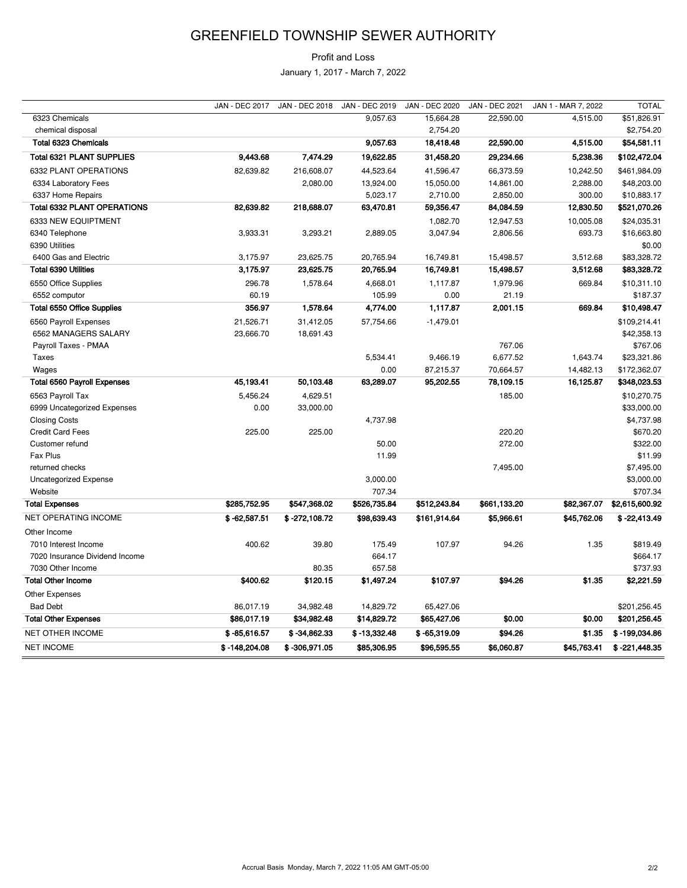# GREENFIELD TOWNSHIP SEWER AUTHORITY

Profit and Loss

January 1, 2017 - March 7, 2022

| | JAN - DEC 2017 | JAN - DEC 2018 | JAN - DEC 2019 | JAN - DEC 2020 | JAN - DEC 2021 | JAN 1 - MAR 7, 2022 | TOTAL |
|---|---|---|---|---|---|---|---|
| 6323 Chemicals | | | 9,057.63 | 15,664.28 | 22,590.00 | 4,515.00 | $51,826.91 |
| chemical disposal | | | | 2,754.20 | | | $2,754.20 |
| **Total 6323 Chemicals** | | | **9,057.63** | **18,418.48** | **22,590.00** | **4,515.00** | **$54,581.11** |
| **Total 6321 PLANT SUPPLIES** | **9,443.68** | **7,474.29** | **19,622.85** | **31,458.20** | **29,234.66** | **5,238.36** | **$102,472.04** |
| 6332 PLANT OPERATIONS | 82,639.82 | 216,608.07 | 44,523.64 | 41,596.47 | 66,373.59 | 10,242.50 | $461,984.09 |
| 6334 Laboratory Fees | | 2,080.00 | 13,924.00 | 15,050.00 | 14,861.00 | 2,288.00 | $48,203.00 |
| 6337 Home Repairs | | | 5,023.17 | 2,710.00 | 2,850.00 | 300.00 | $10,883.17 |
| **Total 6332 PLANT OPERATIONS** | **82,639.82** | **218,688.07** | **63,470.81** | **59,356.47** | **84,084.59** | **12,830.50** | **$521,070.26** |
| 6333 NEW EQUIPTMENT | | | | 1,082.70 | 12,947.53 | 10,005.08 | $24,035.31 |
| 6340 Telephone | 3,933.31 | 3,293.21 | 2,889.05 | 3,047.94 | 2,806.56 | 693.73 | $16,663.80 |
| 6390 Utilities | | | | | | | $0.00 |
| 6400 Gas and Electric | 3,175.97 | 23,625.75 | 20,765.94 | 16,749.81 | 15,498.57 | 3,512.68 | $83,328.72 |
| **Total 6390 Utilities** | **3,175.97** | **23,625.75** | **20,765.94** | **16,749.81** | **15,498.57** | **3,512.68** | **$83,328.72** |
| 6550 Office Supplies | 296.78 | 1,578.64 | 4,668.01 | 1,117.87 | 1,979.96 | 669.84 | $10,311.10 |
| 6552 computor | 60.19 | | 105.99 | 0.00 | 21.19 | | $187.37 |
| **Total 6550 Office Supplies** | **356.97** | **1,578.64** | **4,774.00** | **1,117.87** | **2,001.15** | **669.84** | **$10,498.47** |
| 6560 Payroll Expenses | 21,526.71 | 31,412.05 | 57,754.66 | -1,479.01 | | | $109,214.41 |
| 6562 MANAGERS SALARY | 23,666.70 | 18,691.43 | | | | | $42,358.13 |
| Payroll Taxes - PMAA | | | | | 767.06 | | $767.06 |
| Taxes | | | 5,534.41 | 9,466.19 | 6,677.52 | 1,643.74 | $23,321.86 |
| Wages | | | 0.00 | 87,215.37 | 70,664.57 | 14,482.13 | $172,362.07 |
| **Total 6560 Payroll Expenses** | **45,193.41** | **50,103.48** | **63,289.07** | **95,202.55** | **78,109.15** | **16,125.87** | **$348,023.53** |
| 6563 Payroll Tax | 5,456.24 | 4,629.51 | | | 185.00 | | $10,270.75 |
| 6999 Uncategorized Expenses | 0.00 | 33,000.00 | | | | | $33,000.00 |
| Closing Costs | | | 4,737.98 | | | | $4,737.98 |
| Credit Card Fees | 225.00 | 225.00 | | | 220.20 | | $670.20 |
| Customer refund | | | 50.00 | | 272.00 | | $322.00 |
| Fax Plus | | | 11.99 | | | | $11.99 |
| returned checks | | | | | 7,495.00 | | $7,495.00 |
| Uncategorized Expense | | | 3,000.00 | | | | $3,000.00 |
| Website | | | 707.34 | | | | $707.34 |
| **Total Expenses** | **$285,752.95** | **$547,368.02** | **$526,735.84** | **$512,243.84** | **$661,133.20** | **$82,367.07** | **$2,615,600.92** |
| NET OPERATING INCOME | **$ -62,587.51** | **$ -272,108.72** | **$98,639.43** | **$161,914.64** | **$5,966.61** | **$45,762.06** | **$ -22,413.49** |
| Other Income | | | | | | | |
| 7010 Interest Income | 400.62 | 39.80 | 175.49 | 107.97 | 94.26 | 1.35 | $819.49 |
| 7020 Insurance Dividend Income | | | 664.17 | | | | $664.17 |
| 7030 Other Income | | 80.35 | 657.58 | | | | $737.93 |
| **Total Other Income** | **$400.62** | **$120.15** | **$1,497.24** | **$107.97** | **$94.26** | **$1.35** | **$2,221.59** |
| Other Expenses | | | | | | | |
| Bad Debt | 86,017.19 | 34,982.48 | 14,829.72 | 65,427.06 | | | $201,256.45 |
| **Total Other Expenses** | **$86,017.19** | **$34,982.48** | **$14,829.72** | **$65,427.06** | **$0.00** | **$0.00** | **$201,256.45** |
| NET OTHER INCOME | **$ -85,616.57** | **$ -34,862.33** | **$ -13,332.48** | **$ -65,319.09** | **$94.26** | **$1.35** | **$ -199,034.86** |
| NET INCOME | **$ -148,204.08** | **$ -306,971.05** | **$85,306.95** | **$96,595.55** | **$6,060.87** | **$45,763.41** | **$ -221,448.35** |

Accrual Basis Monday, March 7, 2022 11:05 AM GMT-05:00